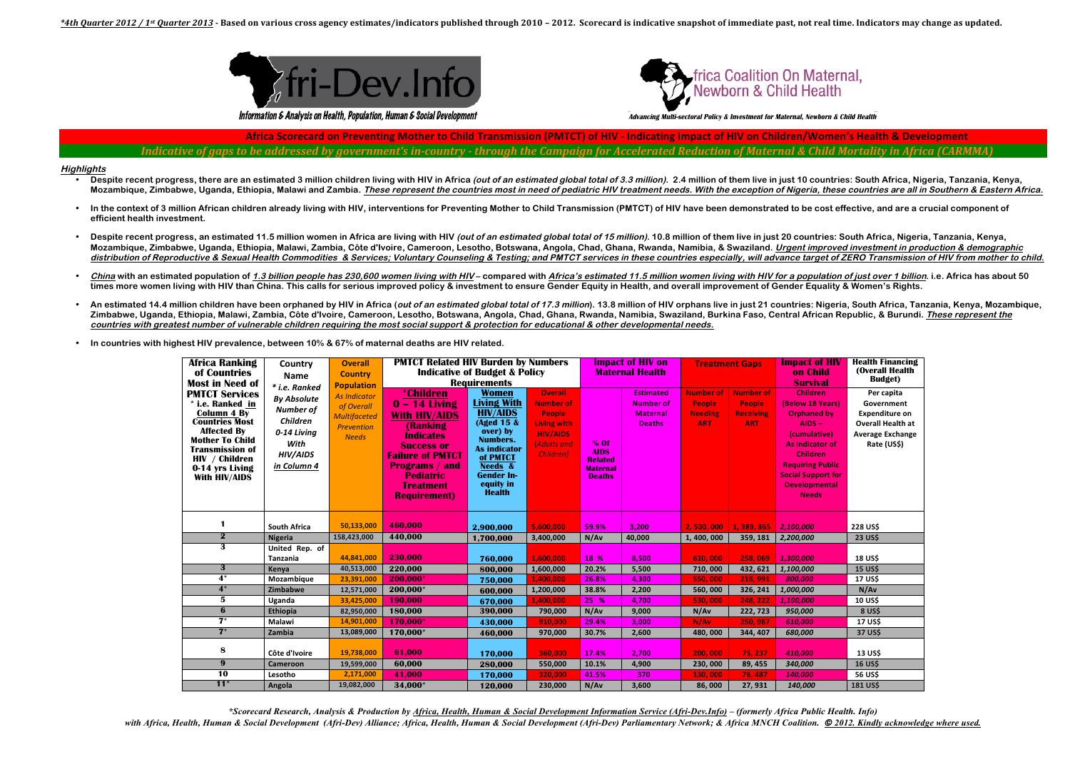*4th Quarter 2012 / 1st Quarter 2013* - **Based on various cross agency estimates/indicators published through 2010 – 2012. Scorecard is indicative snapshot of immediate past, not real time. Indicators may change as updated.**

Afri-Dev.Info
Information & Analysis on Health, Population, Human & Social Development

Africa Coalition On Maternal, Newborn & Child Health
Advancing Multi-sectoral Policy & Investment for Maternal, Newborn & Child Health

# Africa Scorecard on Preventing Mother to Child Transmission (PMTCT) of HIV - Indicating Impact of HIV on Children/Women's Health & Development

*Indicative of gaps to be addressed by government's in-country - through the Campaign for Accelerated Reduction of Maternal & Child Mortality in Africa (CARMMA)*

## Highlights

- **Despite recent progress, there are an estimated 3 million children living with HIV in Africa *(out of an estimated global total of 3.3 million)*. 2.4 million of them live in just 10 countries: South Africa, Nigeria, Tanzania, Kenya, Mozambique, Zimbabwe, Uganda, Ethiopia, Malawi and Zambia. *These represent the countries most in need of pediatric HIV treatment needs. With the exception of Nigeria, these countries are all in Southern & Eastern Africa.***
- **In the context of 3 million African children already living with HIV, interventions for Preventing Mother to Child Transmission (PMTCT) of HIV have been demonstrated to be cost effective, and are a crucial component of efficient health investment.**
- **Despite recent progress, an estimated 11.5 million women in Africa are living with HIV *(out of an estimated global total of 15 million)*. 10.8 million of them live in just 20 countries: South Africa, Nigeria, Tanzania, Kenya, Mozambique, Zimbabwe, Uganda, Ethiopia, Malawi, Zambia, Côte d'Ivoire, Cameroon, Lesotho, Botswana, Angola, Chad, Ghana, Rwanda, Namibia, & Swaziland. *Urgent improved investment in production & demographic distribution of Reproductive & Sexual Health Commodities & Services; Voluntary Counseling & Testing; and PMTCT services in these countries especially, will advance target of ZERO Transmission of HIV from mother to child.***
- ***China* with an estimated population of *1.3 billion people has 230,600 women living with HIV* – compared with *Africa's estimated 11.5 million women living with HIV for a population of just over 1 billion*. i.e. Africa has about 50 times more women living with HIV than China. This calls for serious improved policy & investment to ensure Gender Equity in Health, and overall improvement of Gender Equality & Women's Rights.**
- **An estimated 14.4 million children have been orphaned by HIV in Africa (*out of an estimated global total of 17.3 million*). 13.8 million of HIV orphans live in just 21 countries: Nigeria, South Africa, Tanzania, Kenya, Mozambique, Zimbabwe, Uganda, Ethiopia, Malawi, Zambia, Côte d'Ivoire, Cameroon, Lesotho, Botswana, Angola, Chad, Ghana, Rwanda, Namibia, Swaziland, Burkina Faso, Central African Republic, & Burundi. *These represent the countries with greatest number of vulnerable children requiring the most social support & protection for educational & other developmental needs.***
- **In countries with highest HIV prevalence, between 10% & 67% of maternal deaths are HIV related.**

| Africa Ranking of Countries Most in Need of PMTCT Services * i.e. Ranked in Column 4 By Countries Most Affected By Mother To Child Transmission of HIV / Children 0-14 yrs Living With HIV/AIDS | Country Name * i.e. Ranked By Absolute Number of Children 0-14 Living With HIV/AIDS in Column 4 | Overall Country Population As Indicator of Overall Multifaceted Prevention Needs | PMTCT Related HIV Burden by Numbers Indicative of Budget & Policy Requirements | | | Impact of HIV on Maternal Health | | Treatment Gaps | | Impact of HIV on Child Survival | Health Financing (Overall Health Budget) |
|---|---|---|---|---|---|---|---|---|---|---|---|
| | | | *Children 0 – 14 Living With HIV/AIDS (Ranking Indicates Success or Failure of PMTCT Programs / and Pediatric Treatment Requirement) | Women Living With HIV/AIDS (Aged 15 & over) by Numbers. As indicator of PMTCT Needs & Gender In-equity in Health | Overall Number of People Living with HIV/AIDS (Adults and Children) | % Of AIDS Related Maternal Deaths | Estimated Number of Maternal Deaths | Number of People Needing ART | Number of People Receiving ART | Children (Below 18 Years) Orphaned by AIDS – (cumulative) As Indicator of Children Requiring Public Social Support for Developmental Needs | Per capita Government Expenditure on Overall Health at Average Exchange Rate (US$) |
| 1 | South Africa | 50,133,000 | 460,000 | 2,900,000 | 5,600,000 | 59.9% | 3,200 | 2, 500, 000 | 1, 389, 865 | 2,100,000 | 228 US$ |
| 2 | Nigeria | 158,423,000 | 440,000 | 1,700,000 | 3,400,000 | N/Av | 40,000 | 1, 400, 000 | 359, 181 | 2,200,000 | 23 US$ |
| 3 | United Rep. of Tanzania | 44,841,000 | 230,000 | 760,000 | 1,600,000 | 18 % | 8,500 | 610, 000 | 258, 069 | 1,300,000 | 18 US$ |
| 3 | Kenya | 40,513,000 | 220,000 | 800,000 | 1,600,000 | 20.2% | 5,500 | 710, 000 | 432, 621 | 1,100,000 | 15 US$ |
| 4* | Mozambique | 23,391,000 | 200,000* | 750,000 | 1,400,000 | 26.8% | 4,300 | 550, 000 | 218, 991 | 800,000 | 17 US$ |
| 4* | Zimbabwe | 12,571,000 | 200,000* | 600,000 | 1,200,000 | 38.8% | 2,200 | 560, 000 | 326, 241 | 1,000,000 | N/Av |
| 5 | Uganda | 33,425,000 | 190,000 | 670,000 | 1,400,000 | 25 % | 4,700 | 530, 000 | 248, 222 | 1,100,000 | 10 US$ |
| 6 | Ethiopia | 82,950,000 | 180,000 | 390,000 | 790,000 | N/Av | 9,000 | N/Av | 222, 723 | 950,000 | 8 US$ |
| 7* | Malawi | 14,901,000 | 170,000* | 430,000 | 910,000 | 29.4% | 3,000 | N/Av | 250, 987 | 610,000 | 17 US$ |
| 7* | Zambia | 13,089,000 | 170,000* | 460,000 | 970,000 | 30.7% | 2,600 | 480, 000 | 344, 407 | 680,000 | 37 US$ |
| 8 | Côte d'Ivoire | 19,738,000 | 61,000 | 170,000 | 360,000 | 17.4% | 2,700 | 200, 000 | 75, 237 | 410,000 | 13 US$ |
| 9 | Cameroon | 19,599,000 | 60,000 | 280,000 | 550,000 | 10.1% | 4,900 | 230, 000 | 89, 455 | 340,000 | 16 US$ |
| 10 | Lesotho | 2,171,000 | 41,000 | 170,000 | 320,000 | 41.5% | 370 | 130, 000 | 76, 487 | 140,000 | 56 US$ |
| 11* | Angola | 19,082,000 | 34,000* | 120,000 | 230,000 | N/Av | 3,600 | 86, 000 | 27, 931 | 140,000 | 181 US$ |

*\*Scorecard Research, Analysis & Production by Africa, Health, Human & Social Development Information Service (Afri-Dev.Info) – (formerly Africa Public Health. Info) with Africa, Health, Human & Social Development (Afri-Dev) Alliance; Africa, Health, Human & Social Development (Afri-Dev) Parliamentary Network; & Africa MNCH Coalition. © 2012. Kindly acknowledge where used.*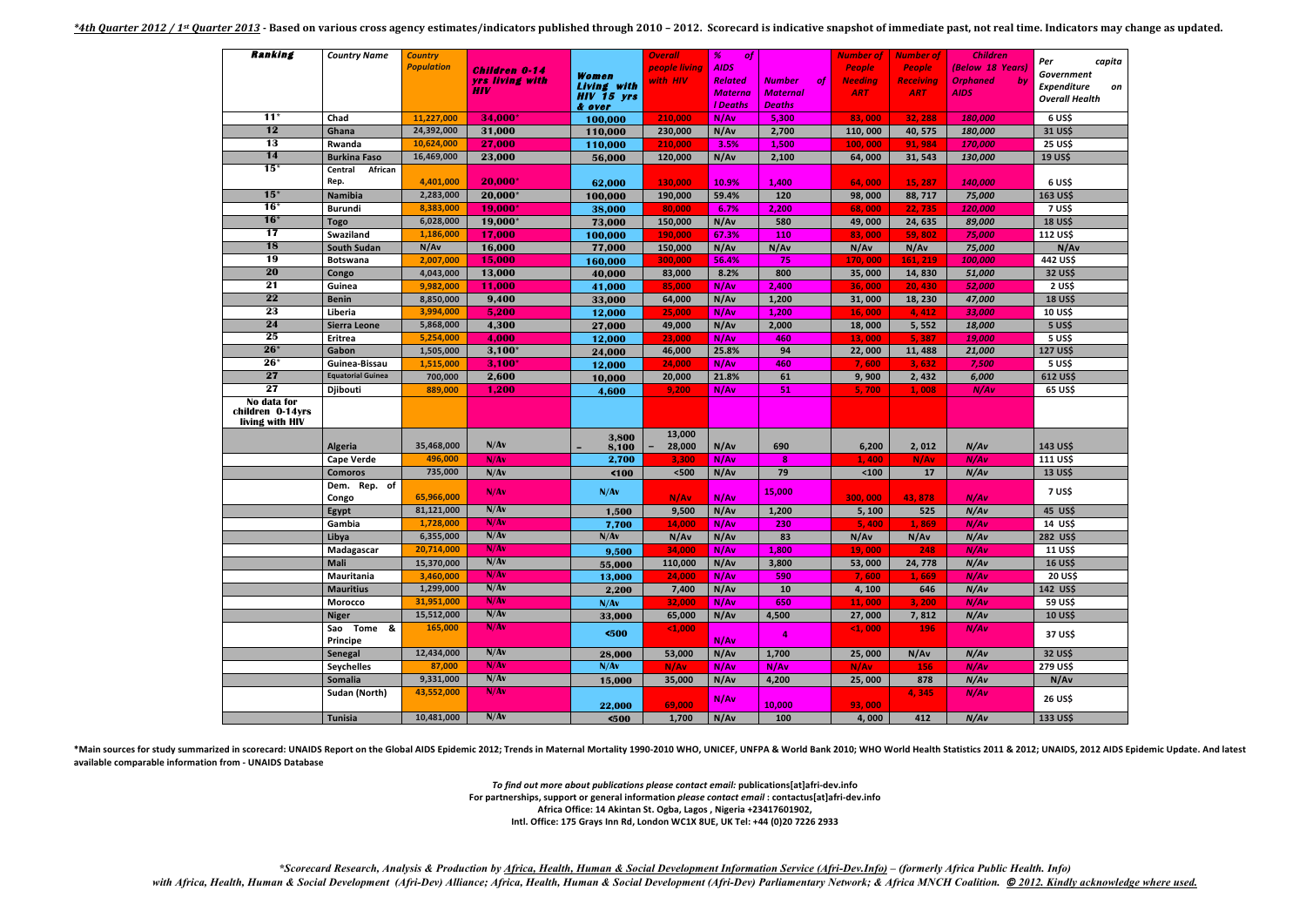*4th Quarter 2012 / 1st Quarter 2013* - **Based on various cross agency estimates/indicators published through 2010 – 2012. Scorecard is indicative snapshot of immediate past, not real time. Indicators may change as updated.**

| Ranking | Country Name | Country Population | Children 0-14 yrs living with HIV | Women Living with HIV 15 yrs & over | Overall people living with HIV | % of AIDS Related Maternal Deaths | Number of Maternal Deaths | Number of People Needing ART | Number of People Receiving ART | Children (Below 18 Years) Orphaned by AIDS | Per capita Government Expenditure on Overall Health |
|---|---|---|---|---|---|---|---|---|---|---|---|
| 11* | Chad | 11,227,000 | 34,000* | 100,000 | 210,000 | N/Av | 5,300 | 83, 000 | 32, 288 | 180,000 | 6 US$ |
| 12 | Ghana | 24,392,000 | 31,000 | 110,000 | 230,000 | N/Av | 2,700 | 110, 000 | 40, 575 | 180,000 | 31 US$ |
| 13 | Rwanda | 10,624,000 | 27,000 | 110,000 | 210,000 | 3.5% | 1,500 | 100, 000 | 91, 984 | 170,000 | 25 US$ |
| 14 | Burkina Faso | 16,469,000 | 23,000 | 56,000 | 120,000 | N/Av | 2,100 | 64, 000 | 31, 543 | 130,000 | 19 US$ |
| 15* | Central African Rep. | 4,401,000 | 20,000* | 62,000 | 130,000 | 10.9% | 1,400 | 64, 000 | 15, 287 | 140,000 | 6 US$ |
| 15* | Namibia | 2,283,000 | 20,000* | 100,000 | 190,000 | 59.4% | 120 | 98, 000 | 88, 717 | 75,000 | 163 US$ |
| 16* | Burundi | 8,383,000 | 19,000* | 38,000 | 80,000 | 6.7% | 2,200 | 68, 000 | 22, 735 | 120,000 | 7 US$ |
| 16* | Togo | 6,028,000 | 19,000* | 73,000 | 150,000 | N/Av | 580 | 49, 000 | 24, 635 | 89,000 | 18 US$ |
| 17 | Swaziland | 1,186,000 | 17,000 | 100,000 | 190,000 | 67.3% | 110 | 83, 000 | 59, 802 | 75,000 | 112 US$ |
| 18 | South Sudan | N/Av | 16,000 | 77,000 | 150,000 | N/Av | N/Av | N/Av | N/Av | 75,000 | N/Av |
| 19 | Botswana | 2,007,000 | 15,000 | 160,000 | 300,000 | 56.4% | 75 | 170, 000 | 161, 219 | 100,000 | 442 US$ |
| 20 | Congo | 4,043,000 | 13,000 | 40,000 | 83,000 | 8.2% | 800 | 35, 000 | 14, 830 | 51,000 | 32 US$ |
| 21 | Guinea | 9,982,000 | 11,000 | 41,000 | 85,000 | N/Av | 2,400 | 36, 000 | 20, 430 | 52,000 | 2 US$ |
| 22 | Benin | 8,850,000 | 9,400 | 33,000 | 64,000 | N/Av | 1,200 | 31, 000 | 18, 230 | 47,000 | 18 US$ |
| 23 | Liberia | 3,994,000 | 5,200 | 12,000 | 25,000 | N/Av | 1,200 | 16, 000 | 4, 412 | 33,000 | 10 US$ |
| 24 | Sierra Leone | 5,868,000 | 4,300 | 27,000 | 49,000 | N/Av | 2,000 | 18, 000 | 5, 552 | 18,000 | 5 US$ |
| 25 | Eritrea | 5,254,000 | 4,000 | 12,000 | 23,000 | N/Av | 460 | 13, 000 | 5, 387 | 19,000 | 5 US$ |
| 26* | Gabon | 1,505,000 | 3,100* | 24,000 | 46,000 | 25.8% | 94 | 22, 000 | 11, 488 | 21,000 | 127 US$ |
| 26* | Guinea-Bissau | 1,515,000 | 3,100* | 12,000 | 24,000 | N/Av | 460 | 7, 600 | 3, 632 | 7,500 | 5 US$ |
| 27 | Equatorial Guinea | 700,000 | 2,600 | 10,000 | 20,000 | 21.8% | 61 | 9, 900 | 2, 432 | 6,000 | 612 US$ |
| 27 | Djibouti | 889,000 | 1,200 | 4,600 | 9,200 | N/Av | 51 | 5, 700 | 1, 008 | N/Av | 65 US$ |
| No data for children 0-14yrs living with HIV | | | | | | | | | | | |
| | Algeria | 35,468,000 | N/Av | 3,800 – 8,100 | 13,000 – 28,000 | N/Av | 690 | 6,200 | 2, 012 | N/Av | 143 US$ |
| | Cape Verde | 496,000 | N/Av | 2,700 | 3,300 | N/Av | 8 | 1, 400 | N/Av | N/Av | 111 US$ |
| | Comoros | 735,000 | N/Av | <100 | <500 | N/Av | 79 | <100 | 17 | N/Av | 13 US$ |
| | Dem. Rep. of Congo | 65,966,000 | N/Av | N/Av | N/Av | N/Av | 15,000 | 300, 000 | 43, 878 | N/Av | 7 US$ |
| | Egypt | 81,121,000 | N/Av | 1,500 | 9,500 | N/Av | 1,200 | 5, 100 | 525 | N/Av | 45 US$ |
| | Gambia | 1,728,000 | N/Av | 7,700 | 14,000 | N/Av | 230 | 5, 400 | 1, 869 | N/Av | 14 US$ |
| | Libya | 6,355,000 | N/Av | N/Av | N/Av | N/Av | 83 | N/Av | N/Av | N/Av | 282 US$ |
| | Madagascar | 20,714,000 | N/Av | 9,500 | 34,000 | N/Av | 1,800 | 19, 000 | 248 | N/Av | 11 US$ |
| | Mali | 15,370,000 | N/Av | 55,000 | 110,000 | N/Av | 3,800 | 53, 000 | 24, 778 | N/Av | 16 US$ |
| | Mauritania | 3,460,000 | N/Av | 13,000 | 24,000 | N/Av | 590 | 7, 600 | 1, 669 | N/Av | 20 US$ |
| | Mauritius | 1,299,000 | N/Av | 2,200 | 7,400 | N/Av | 10 | 4, 100 | 646 | N/Av | 142 US$ |
| | Morocco | 31,951,000 | N/Av | N/Av | 32,000 | N/Av | 650 | 11, 000 | 3, 200 | N/Av | 59 US$ |
| | Niger | 15,512,000 | N/Av | 33,000 | 65,000 | N/Av | 4,500 | 27, 000 | 7, 812 | N/Av | 10 US$ |
| | Sao Tome & Principe | 165,000 | N/Av | <500 | <1,000 | N/Av | 4 | <1, 000 | 196 | N/Av | 37 US$ |
| | Senegal | 12,434,000 | N/Av | 28,000 | 53,000 | N/Av | 1,700 | 25, 000 | N/Av | N/Av | 32 US$ |
| | Seychelles | 87,000 | N/Av | N/Av | N/Av | N/Av | N/Av | N/Av | 156 | N/Av | 279 US$ |
| | Somalia | 9,331,000 | N/Av | 15,000 | 35,000 | N/Av | 4,200 | 25, 000 | 878 | N/Av | N/Av |
| | Sudan (North) | 43,552,000 | N/Av | 22,000 | 69,000 | N/Av | 10,000 | 93, 000 | 4, 345 | N/Av | 26 US$ |
| | Tunisia | 10,481,000 | N/Av | <500 | 1,700 | N/Av | 100 | 4, 000 | 412 | N/Av | 133 US$ |

**\*Main sources for study summarized in scorecard: UNAIDS Report on the Global AIDS Epidemic 2012; Trends in Maternal Mortality 1990-2010 WHO, UNICEF, UNFPA & World Bank 2010; WHO World Health Statistics 2011 & 2012; UNAIDS, 2012 AIDS Epidemic Update. And latest available comparable information from - UNAIDS Database**

*To find out more about publications please contact email:* **publications[at]afri-dev.info**
**For partnerships, support or general information** *please contact email* **: contactus[at]afri-dev.info**
**Africa Office: 14 Akintan St. Ogba, Lagos , Nigeria +23417601902,**
**Intl. Office: 175 Grays Inn Rd, London WC1X 8UE, UK Tel: +44 (0)20 7226 2933**

*\*Scorecard Research, Analysis & Production by Africa, Health, Human & Social Development Information Service (Afri-Dev.Info) – (formerly Africa Public Health. Info) with Africa, Health, Human & Social Development (Afri-Dev) Alliance; Africa, Health, Human & Social Development (Afri-Dev) Parliamentary Network; & Africa MNCH Coalition. © 2012. Kindly acknowledge where used.*